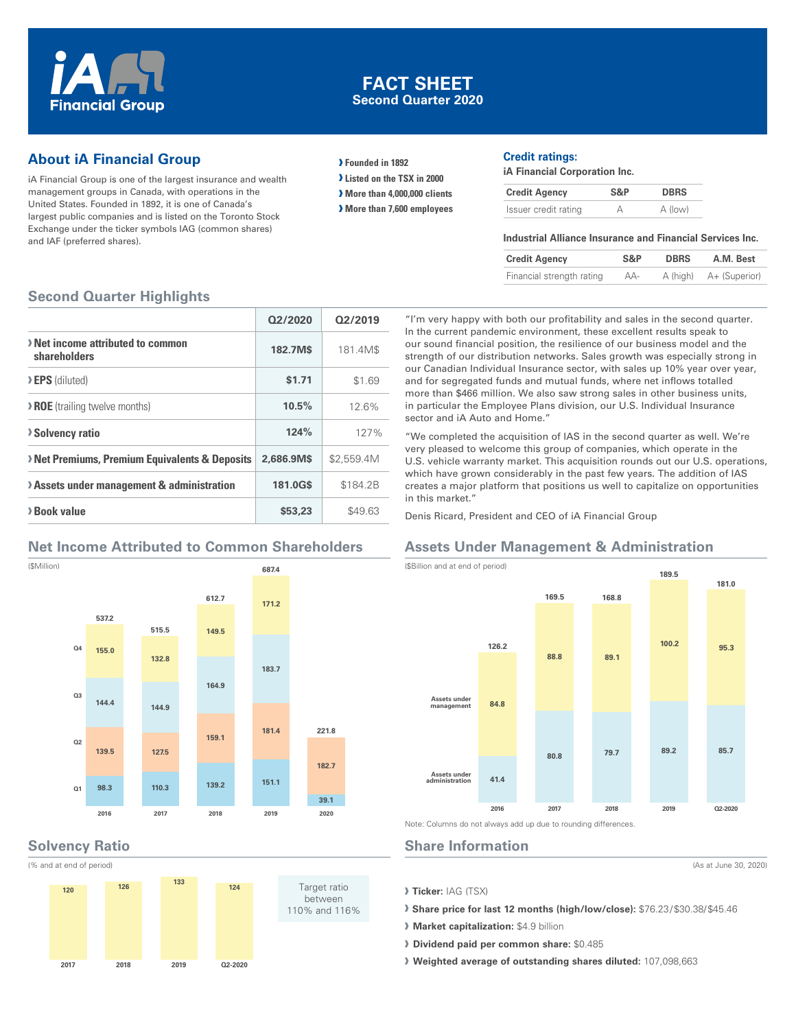iA Financial Group

# FACT SHEET
**Second Quarter 2020**

## About iA Financial Group

iA Financial Group is one of the largest insurance and wealth management groups in Canada, with operations in the United States. Founded in 1892, it is one of Canada's largest public companies and is listed on the Toronto Stock Exchange under the ticker symbols IAG (common shares) and IAF (preferred shares).

- **Founded in 1892**
- **Listed on the TSX in 2000**
- **More than 4,000,000 clients**
- **More than 7,600 employees**

### Credit ratings:

**iA Financial Corporation Inc.**

| Credit Agency | S&P | DBRS |
|---|---|---|
| Issuer credit rating | A | A (low) |

**Industrial Alliance Insurance and Financial Services Inc.**

| Credit Agency | S&P | DBRS | A.M. Best |
|---|---|---|---|
| Financial strength rating | AA- | A (high) | A+ (Superior) |

## Second Quarter Highlights

| | Q2/2020 | Q2/2019 |
|---|---|---|
| **Net income attributed to common shareholders** | **182.7M$** | 181.4M$ |
| **EPS** (diluted) | **$1.71** | $1.69 |
| **ROE** (trailing twelve months) | **10.5%** | 12.6% |
| **Solvency ratio** | **124%** | 127% |
| **Net Premiums, Premium Equivalents & Deposits** | **2,686.9M$** | $2,559.4M |
| **Assets under management & administration** | **181.0G$** | $184.2B |
| **Book value** | **$53,23** | $49.63 |

"I'm very happy with both our profitability and sales in the second quarter. In the current pandemic environment, these excellent results speak to our sound financial position, the resilience of our business model and the strength of our distribution networks. Sales growth was especially strong in our Canadian Individual Insurance sector, with sales up 10% year over year, and for segregated funds and mutual funds, where net inflows totalled more than $466 million. We also saw strong sales in other business units, in particular the Employee Plans division, our U.S. Individual Insurance sector and iA Auto and Home."

"We completed the acquisition of IAS in the second quarter as well. We're very pleased to welcome this group of companies, which operate in the U.S. vehicle warranty market. This acquisition rounds out our U.S. operations, which have grown considerably in the past few years. The addition of IAS creates a major platform that positions us well to capitalize on opportunities in this market."

Denis Ricard, President and CEO of iA Financial Group

## Net Income Attributed to Common Shareholders

($Million)

2016: 537.2 — Q1 98.3, Q2 139.5, Q3 144.4, Q4 155.0
2017: 515.5 — Q1 110.3, Q2 127.5, Q3 144.9, Q4 132.8
2018: 612.7 — Q1 139.2, Q2 159.1, Q3 164.9, Q4 149.5
2019: 687.4 — Q1 151.1, Q2 181.4, Q3 183.7, Q4 171.2
2020: 221.8 — Q1 39.1, Q2 182.7

## Assets Under Management & Administration

($Billion and at end of period)

Assets under management / Assets under administration

2016: 126.2 — 84.8 / 41.4
2017: 169.5 — 88.8 / 80.8
2018: 168.8 — 89.1 / 79.7
2019: 189.5 — 100.2 / 89.2
Q2-2020: 181.0 — 95.3 / 85.7

Note: Columns do not always add up due to rounding differences.

## Solvency Ratio

(% and at end of period)

2017: 120
2018: 126
2019: 133
Q2-2020: 124

Target ratio between 110% and 116%

## Share Information

(As at June 30, 2020)

- **Ticker:** IAG (TSX)
- **Share price for last 12 months (high/low/close):** $76.23/$30.38/$45.46
- **Market capitalization:** $4.9 billion
- **Dividend paid per common share:** $0.485
- **Weighted average of outstanding shares diluted:** 107,098,663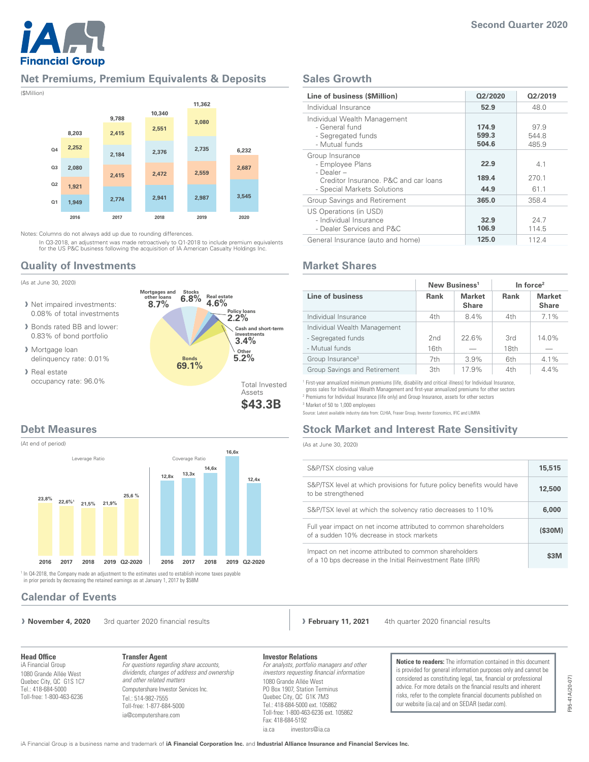iA Financial Group

Second Quarter 2020

## Net Premiums, Premium Equivalents & Deposits

($Million)

11,362
10,340
9,788
8,203
6,232
Q4 2,252 2,415 2,551 3,080
Q3 2,080 2,184 2,376 2,735 2,687
Q2 1,921 2,415 2,472 2,559
Q1 1,949 2,774 2,941 2,987 3,545
2016 2017 2018 2019 2020

Notes: Columns do not always add up due to rounding differences.
In Q3-2018, an adjustment was made retroactively to Q1-2018 to include premium equivalents for the US P&C business following the acquisition of IA American Casualty Holdings Inc.

## Sales Growth

| Line of business ($Million) | Q2/2020 | Q2/2019 |
|---|---|---|
| Individual Insurance | **52.9** | 48.0 |
| Individual Wealth Management | | |
| - General fund | **174.9** | 97.9 |
| - Segregated funds | **599.3** | 544.8 |
| - Mutual funds | **504.6** | 485.9 |
| Group Insurance | | |
| - Employee Plans | **22.9** | 4.1 |
| - Dealer – Creditor Insurance. P&C and car loans | **189.4** | 270.1 |
| - Special Markets Solutions | **44.9** | 61.1 |
| Group Savings and Retirement | **365.0** | 358.4 |
| US Operations (in USD) | | |
| - Individual Insurance | **32.9** | 24.7 |
| - Dealer Services and P&C | **106.9** | 114.5 |
| General Insurance (auto and home) | **125.0** | 112.4 |

## Quality of Investments

(As at June 30, 2020)

- Net impaired investments: 0.08% of total investments
- Bonds rated BB and lower: 0.83% of bond portfolio
- Mortgage loan delinquency rate: 0.01%
- Real estate occupancy rate: 96.0%

Mortgages and other loans 8.7%
Stocks 6.8%
Real estate 4.6%
Policy loans 2.2%
Cash and short-term investments 3.4%
Other 5.2%
Bonds 69.1%

Total Invested Assets **$43.3B**

## Market Shares

| Line of business | New Business[1] | | In force[2] | |
|---|---|---|---|---|
| | Rank | Market Share | Rank | Market Share |
| Individual Insurance | 4th | 8.4% | 4th | 7.1% |
| Individual Wealth Management | | | | |
| - Segregated funds | 2nd | 22.6% | 3rd | 14.0% |
| - Mutual funds | 16th | — | 18th | — |
| Group Insurance[3] | 7th | 3.9% | 6th | 4.1% |
| Group Savings and Retirement | 3th | 17.9% | 4th | 4.4% |

[1] First-year annualized minimum premiums (life, disability and critical illness) for Individual Insurance, gross sales for Individual Wealth Management and first-year annualized premiums for other sectors
[2] Premiums for Individual Insurance (life only) and Group Insurance, assets for other sectors
[3] Market of 50 to 1,000 employees
Source: Latest available industry data from: CLHIA, Fraser Group, Investor Economics, IFIC and LIMRA

## Debt Measures

(At end of period)

Leverage Ratio
23,8% 22,6%[1] 21,5% 21,9% 25,6 %
2016 2017 2018 2019 Q2-2020

Coverage Ratio
12,8x 13,3x 14,6x 16,6x 12,4x
2016 2017 2018 2019 Q2-2020

[1] In Q4-2018, the Company made an adjustment to the estimates used to establish income taxes payable in prior periods by decreasing the retained earnings as at January 1, 2017 by $58M

## Stock Market and Interest Rate Sensitivity

(As at June 30, 2020)

| | |
|---|---|
| S&P/TSX closing value | **15,515** |
| S&P/TSX level at which provisions for future policy benefits would have to be strengthened | **12,500** |
| S&P/TSX level at which the solvency ratio decreases to 110% | **6,000** |
| Full year impact on net income attributed to common shareholders of a sudden 10% decrease in stock markets | **($30M)** |
| Impact on net income attributed to common shareholders of a 10 bps decrease in the Initial Reinvestment Rate (IRR) | **$3M** |

## Calendar of Events

- **November 4, 2020** 3rd quarter 2020 financial results
- **February 11, 2021** 4th quarter 2020 financial results

**Head Office**
iA Financial Group
1080 Grande Allée West
Quebec City, QC G1S 1C7
Tel.: 418-684-5000
Toll-free: 1-800-463-6236

**Transfer Agent**
*For questions regarding share accounts, dividends, changes of address and ownership and other related matters*
Computershare Investor Services Inc.
Tel.: 514-982-7555
Toll-free: 1-877-684-5000
ia@computershare.com

**Investor Relations**
*For analysts, portfolio managers and other investors requesting financial information*
1080 Grande Allée West
PO Box 1907, Station Terminus
Quebec City, QC G1K 7M3
Tel.: 418-684-5000 ext. 105862
Toll-free: 1-800-463-6236 ext. 105862
Fax: 418-684-5192
ia.ca investors@ia.ca

**Notice to readers:** The information contained in this document is provided for general information purposes only and cannot be considered as constituting legal, tax, financial or professional advice. For more details on the financial results and inherent risks, refer to the complete financial documents published on our website (ia.ca) and on SEDAR (sedar.com).

F95-41A(20-07)

iA Financial Group is a business name and trademark of **iA Financial Corporation Inc.** and **Industrial Alliance Insurance and Financial Services Inc.**